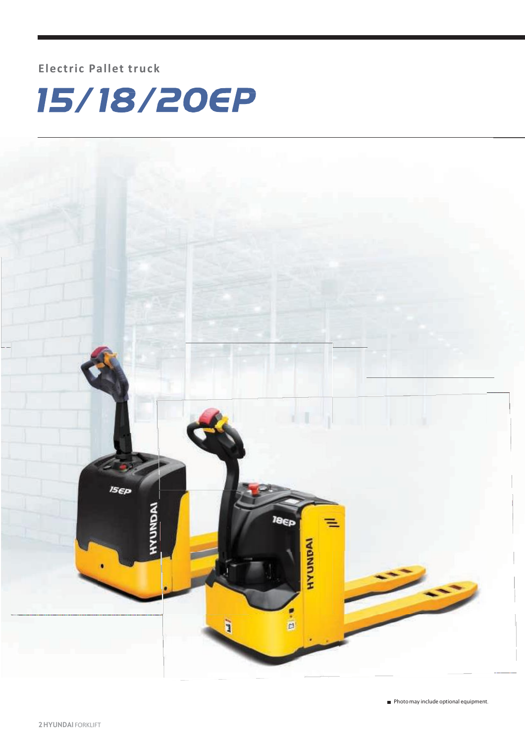Electric Pallet truck

# 15/18/20EP

■ Photo may include optional equipment.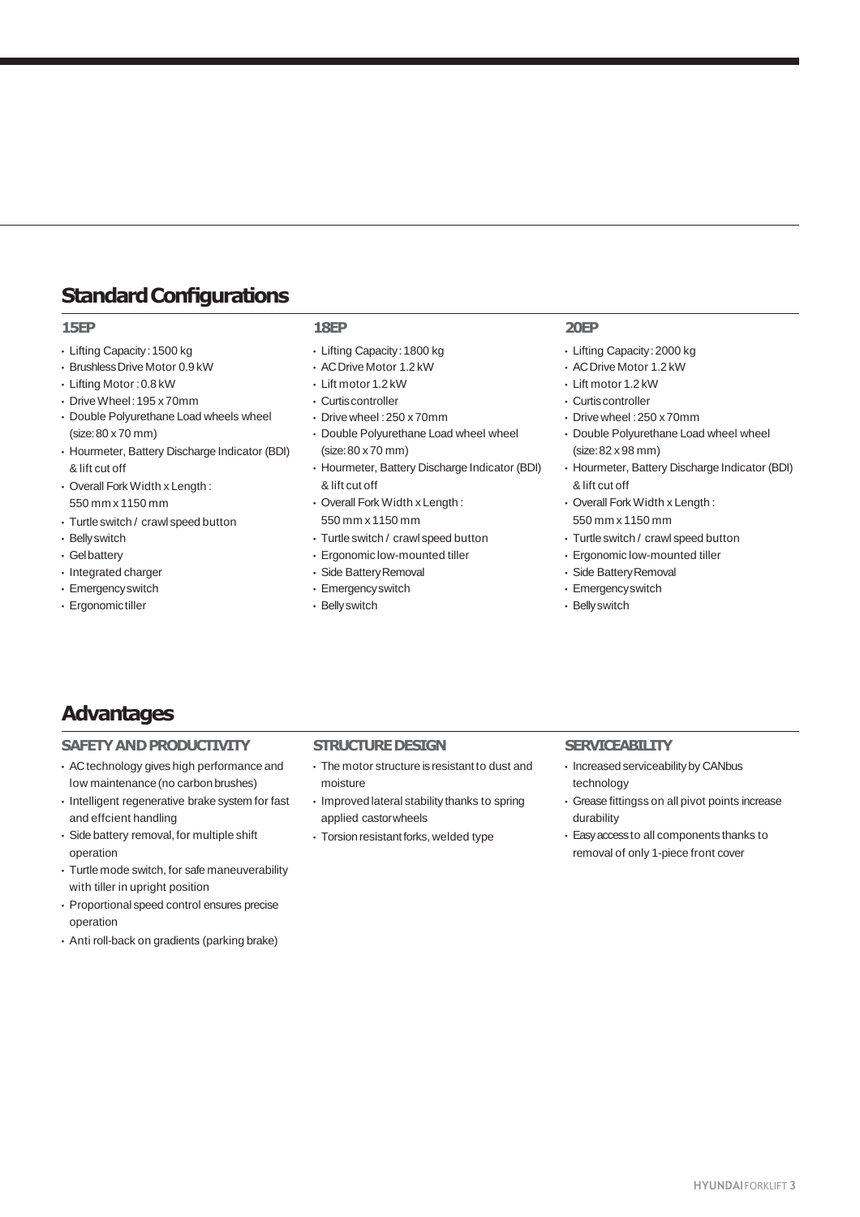## Standard Configurations

### 15EP

- Lifting Capacity : 1500 kg
- Brushless Drive Motor 0.9 kW
- Lifting Motor : 0.8 kW
- Drive Wheel : 195 x 70mm
- Double Polyurethane Load wheels wheel (size: 80 x 70 mm)
- Hourmeter, Battery Discharge Indicator (BDI) & lift cut off
- Overall Fork Width x Length : 550 mm x 1150 mm
- Turtle switch / crawl speed button
- Belly switch
- Gel battery
- Integrated charger
- Emergency switch
- Ergonomic tiller

### 18EP

- Lifting Capacity : 1800 kg
- AC Drive Motor 1.2 kW
- Lift motor 1.2 kW
- Curtis controller
- Drive wheel : 250 x 70mm
- Double Polyurethane Load wheel wheel (size: 80 x 70 mm)
- Hourmeter, Battery Discharge Indicator (BDI) & lift cut off
- Overall Fork Width x Length : 550 mm x 1150 mm
- Turtle switch / crawl speed button
- Ergonomic low-mounted tiller
- Side Battery Removal
- Emergency switch
- Belly switch

### 20EP

- Lifting Capacity : 2000 kg
- AC Drive Motor 1.2 kW
- Lift motor 1.2 kW
- Curtis controller
- Drive wheel : 250 x 70mm
- Double Polyurethane Load wheel wheel (size: 82 x 98 mm)
- Hourmeter, Battery Discharge Indicator (BDI) & lift cut off
- Overall Fork Width x Length : 550 mm x 1150 mm
- Turtle switch / crawl speed button
- Ergonomic low-mounted tiller
- Side Battery Removal
- Emergency switch
- Belly switch

## Advantages

### SAFETY AND PRODUCTIVITY

- AC technology gives high performance and low maintenance (no carbon brushes)
- Intelligent regenerative brake system for fast and effcient handling
- Side battery removal, for multiple shift operation
- Turtle mode switch, for safe maneuverability with tiller in upright position
- Proportional speed control ensures precise operation
- Anti roll-back on gradients (parking brake)

### STRUCTURE DESIGN

- The motor structure is resistant to dust and moisture
- Improved lateral stability thanks to spring applied castor wheels
- Torsion resistant forks, welded type

### SERVICEABILITY

- Increased serviceability by CANbus technology
- Grease fittingss on all pivot points increase durability
- Easy access to all components thanks to removal of only 1-piece front cover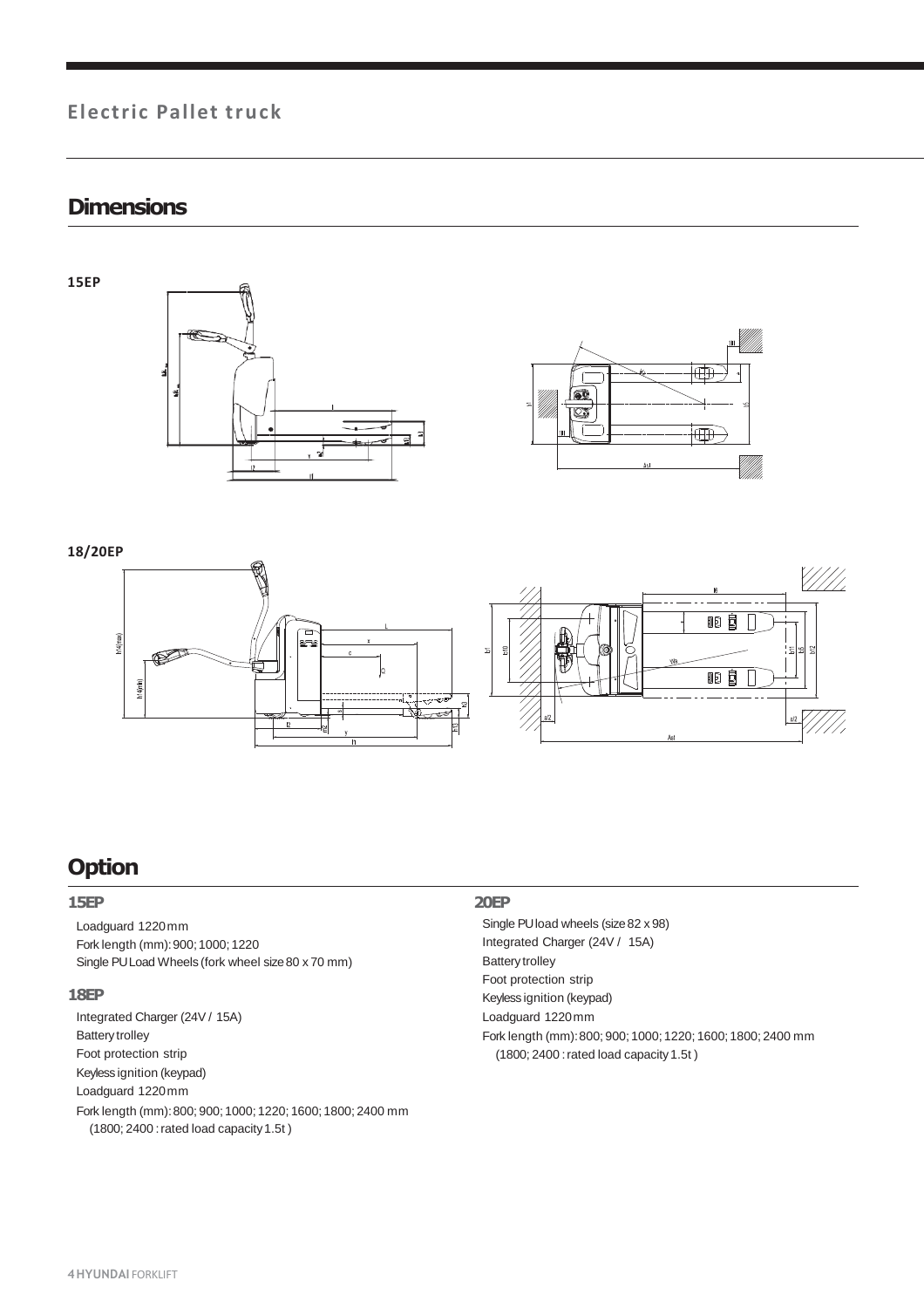## Electric Pallet truck

# Dimensions

**15EP**

**18/20EP**

# Option

### 15EP

Loadguard 1220 mm
Fork length (mm): 900; 1000; 1220
Single PU Load Wheels (fork wheel size 80 x 70 mm)

### 18EP

Integrated Charger (24V / 15A)
Battery trolley
Foot protection strip
Keyless ignition (keypad)
Loadguard 1220 mm
Fork length (mm): 800; 900; 1000; 1220; 1600; 1800; 2400 mm
(1800; 2400 : rated load capacity 1.5t )

### 20EP

Single PU load wheels (size 82 x 98)
Integrated Charger (24V / 15A)
Battery trolley
Foot protection strip
Keyless ignition (keypad)
Loadguard 1220 mm
Fork length (mm): 800; 900; 1000; 1220; 1600; 1800; 2400 mm
(1800; 2400 : rated load capacity 1.5t )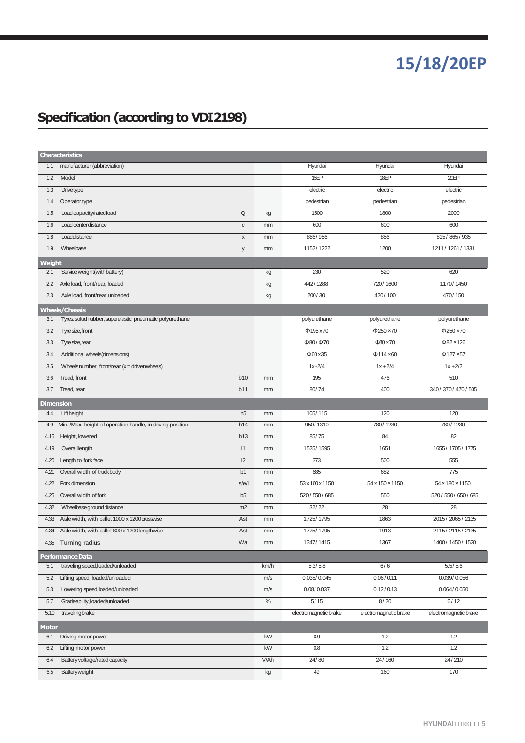# 15/18/20EP

## Specification (according to VDI2198)

| | | | | 15EP | 18EP | 20EP |
|---|---|---|---|---|---|---|
| **Characteristics** | | | | | | |
| 1.1 | manufacturer (abbreviation) | | | Hyundai | Hyundai | Hyundai |
| 1.2 | Model | | | 15EP | 18EP | 20EP |
| 1.3 | Drive type | | | electric | electric | electric |
| 1.4 | Operator type | | | pedestrian | pedestrian | pedestrian |
| 1.5 | Load capacity/rated load | Q | kg | 1500 | 1800 | 2000 |
| 1.6 | Load center distance | c | mm | 600 | 600 | 600 |
| 1.8 | Load distance | x | mm | 886 / 956 | 856 | 815 / 865 / 935 |
| 1.9 | Wheelbase | y | mm | 1152 / 1222 | 1200 | 1211 / 1261 / 1331 |
| **Weight** | | | | | | |
| 2.1 | Service weight(with battery) | | kg | 230 | 520 | 620 |
| 2.2 | Axle load, front/rear, loaded | | kg | 442 / 1288 | 720 / 1600 | 1170 / 1450 |
| 2.3 | Axle load, front/rear, unloaded | | kg | 200 / 30 | 420 / 100 | 470 / 150 |
| **Wheels/Chassis** | | | | | | |
| 3.1 | Tyres: solud rubber, superelastic, pneumatic, polyurethane | | | polyurethane | polyurethane | polyurethane |
| 3.2 | Tyre size, front | | | Φ195 x70 | Φ250 ×70 | Φ250 ×70 |
| 3.3 | Tyre size, rear | | | Φ80 / Φ70 | Φ80 ×70 | Φ82 ×126 |
| 3.4 | Additional wheels(dimensions) | | | Φ60 x35 | Φ114 ×60 | Φ127 ×57 |
| 3.5 | Wheels number, front/rear (x = driven wheels) | | | 1x -2/4 | 1x +2/4 | 1x +2/2 |
| 3.6 | Tread, front | b10 | mm | 195 | 476 | 510 |
| 3.7 | Tread, rear | b11 | mm | 80 / 74 | 400 | 340 / 370 / 470 / 505 |
| **Dimension** | | | | | | |
| 4.4 | Lift height | h5 | mm | 105 / 115 | 120 | 120 |
| 4.9 | Min. /Max. height of operation handle, in driving position | h14 | mm | 950 / 1310 | 780 / 1230 | 780 / 1230 |
| 4.15 | Height, lowered | h13 | mm | 85 / 75 | 84 | 82 |
| 4.19 | Overall length | l1 | mm | 1525 / 1595 | 1651 | 1655 / 1705 / 1775 |
| 4.20 | Length to fork face | l2 | mm | 373 | 500 | 555 |
| 4.21 | Overall width of truck body | b1 | mm | 685 | 682 | 775 |
| 4.22 | Fork dimension | s/e/l | mm | 53 x 160 x 1150 | 54 × 150 × 1150 | 54 × 180 × 1150 |
| 4.25 | Overall width of fork | b5 | mm | 520 / 550 / 685 | 550 | 520 / 550 / 650 / 685 |
| 4.32 | Wheelbase ground distance | m2 | mm | 32 / 22 | 28 | 28 |
| 4.33 | Aisle width, with pallet 1000 x 1200 crosswise | Ast | mm | 1725 / 1795 | 1863 | 2015 / 2065 / 2135 |
| 4.34 | Aisle width, with pallet 800 x 1200 lengthwise | Ast | mm | 1775 / 1795 | 1913 | 2115 / 2115 / 2135 |
| 4.35 | Turning radius | Wa | mm | 1347 / 1415 | 1367 | 1400 / 1450 / 1520 |
| **Performance Data** | | | | | | |
| 5.1 | traveling speed, loaded/unloaded | | km/h | 5.3 / 5.8 | 6 / 6 | 5.5 / 5.6 |
| 5.2 | Lifting speed, loaded/unloaded | | m/s | 0.035 / 0.045 | 0.06 / 0.11 | 0.039 / 0.056 |
| 5.3 | Lowering speed, loaded/unloaded | | m/s | 0.08 / 0.037 | 0.12 / 0.13 | 0.064 / 0.050 |
| 5.7 | Gradeability, loaded/unloaded | | % | 5 / 15 | 8 / 20 | 6 / 12 |
| 5.10 | traveling brake | | | electromagnetic brake | electromagnetic brake | electromagnetic brake |
| **Motor** | | | | | | |
| 6.1 | Driving motor power | | kW | 0.9 | 1.2 | 1.2 |
| 6.2 | Lifting motor power | | kW | 0.8 | 1.2 | 1.2 |
| 6.4 | Battery voltage/rated capacity | | V/Ah | 24 / 80 | 24 / 160 | 24 / 210 |
| 6.5 | Battery weight | | kg | 49 | 160 | 170 |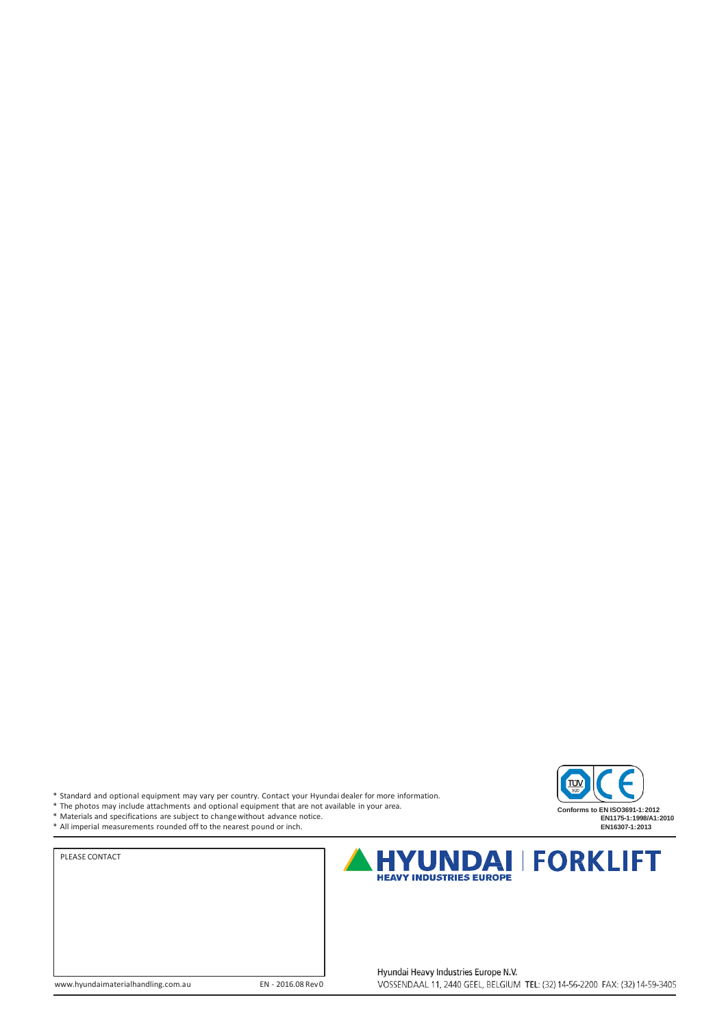* Standard and optional equipment may vary per country. Contact your Hyundai dealer for more information.
* The photos may include attachments and optional equipment that are not available in your area.
* Materials and specifications are subject to change without advance notice.
* All imperial measurements rounded off to the nearest pound or inch.

TÜV SÜD CE

Conforms to EN ISO3691-1:2012
EN1175-1:1998/A1:2010
EN16307-1:2013

PLEASE CONTACT

HYUNDAI | FORKLIFT
HEAVY INDUSTRIES EUROPE

www.hyundaimaterialhandling.com.au

EN - 2016.08 Rev0

Hyundai Heavy Industries Europe N.V.
VOSSENDAAL 11, 2440 GEEL, BELGIUM TEL: (32) 14-56-2200 FAX: (32) 14-59-3405